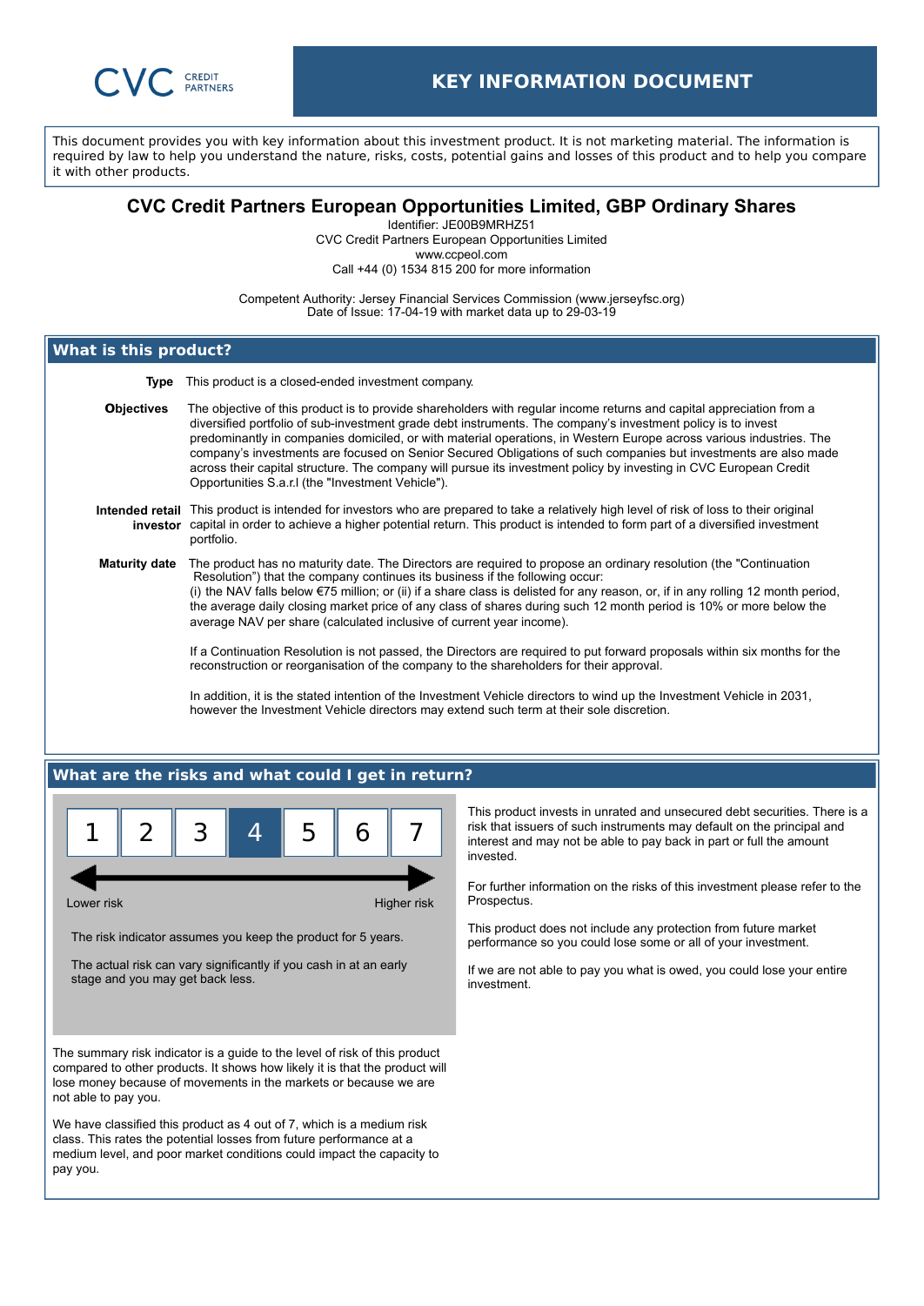CVC CREDIT PARTNERS

# KEY INFORMATION DOCUMENT

This document provides you with key information about this investment product. It is not marketing material. The information is required by law to help you understand the nature, risks, costs, potential gains and losses of this product and to help you compare it with other products.

## CVC Credit Partners European Opportunities Limited, GBP Ordinary Shares

Identifier: JE00B9MRHZ51
CVC Credit Partners European Opportunities Limited
www.ccpeol.com
Call +44 (0) 1534 815 200 for more information

Competent Authority: Jersey Financial Services Commission (www.jerseyfsc.org)
Date of Issue: 17-04-19 with market data up to 29-03-19

## What is this product?

**Type** This product is a closed-ended investment company.

**Objectives** The objective of this product is to provide shareholders with regular income returns and capital appreciation from a diversified portfolio of sub-investment grade debt instruments. The company's investment policy is to invest predominantly in companies domiciled, or with material operations, in Western Europe across various industries. The company's investments are focused on Senior Secured Obligations of such companies but investments are also made across their capital structure. The company will pursue its investment policy by investing in CVC European Credit Opportunities S.a.r.l (the "Investment Vehicle").

**Intended retail investor** This product is intended for investors who are prepared to take a relatively high level of risk of loss to their original capital in order to achieve a higher potential return. This product is intended to form part of a diversified investment portfolio.

**Maturity date** The product has no maturity date. The Directors are required to propose an ordinary resolution (the "Continuation Resolution") that the company continues its business if the following occur:
(i) the NAV falls below €75 million; or (ii) if a share class is delisted for any reason, or, if in any rolling 12 month period, the average daily closing market price of any class of shares during such 12 month period is 10% or more below the average NAV per share (calculated inclusive of current year income).

If a Continuation Resolution is not passed, the Directors are required to put forward proposals within six months for the reconstruction or reorganisation of the company to the shareholders for their approval.

In addition, it is the stated intention of the Investment Vehicle directors to wind up the Investment Vehicle in 2031, however the Investment Vehicle directors may extend such term at their sole discretion.

## What are the risks and what could I get in return?

| 1 | 2 | 3 | **4** | 5 | 6 | 7 |
|---|---|---|---|---|---|---|

Lower risk ← → Higher risk

The risk indicator assumes you keep the product for 5 years.

The actual risk can vary significantly if you cash in at an early stage and you may get back less.

The summary risk indicator is a guide to the level of risk of this product compared to other products. It shows how likely it is that the product will lose money because of movements in the markets or because we are not able to pay you.

We have classified this product as 4 out of 7, which is a medium risk class. This rates the potential losses from future performance at a medium level, and poor market conditions could impact the capacity to pay you.

This product invests in unrated and unsecured debt securities. There is a risk that issuers of such instruments may default on the principal and interest and may not be able to pay back in part or full the amount invested.

For further information on the risks of this investment please refer to the Prospectus.

This product does not include any protection from future market performance so you could lose some or all of your investment.

If we are not able to pay you what is owed, you could lose your entire investment.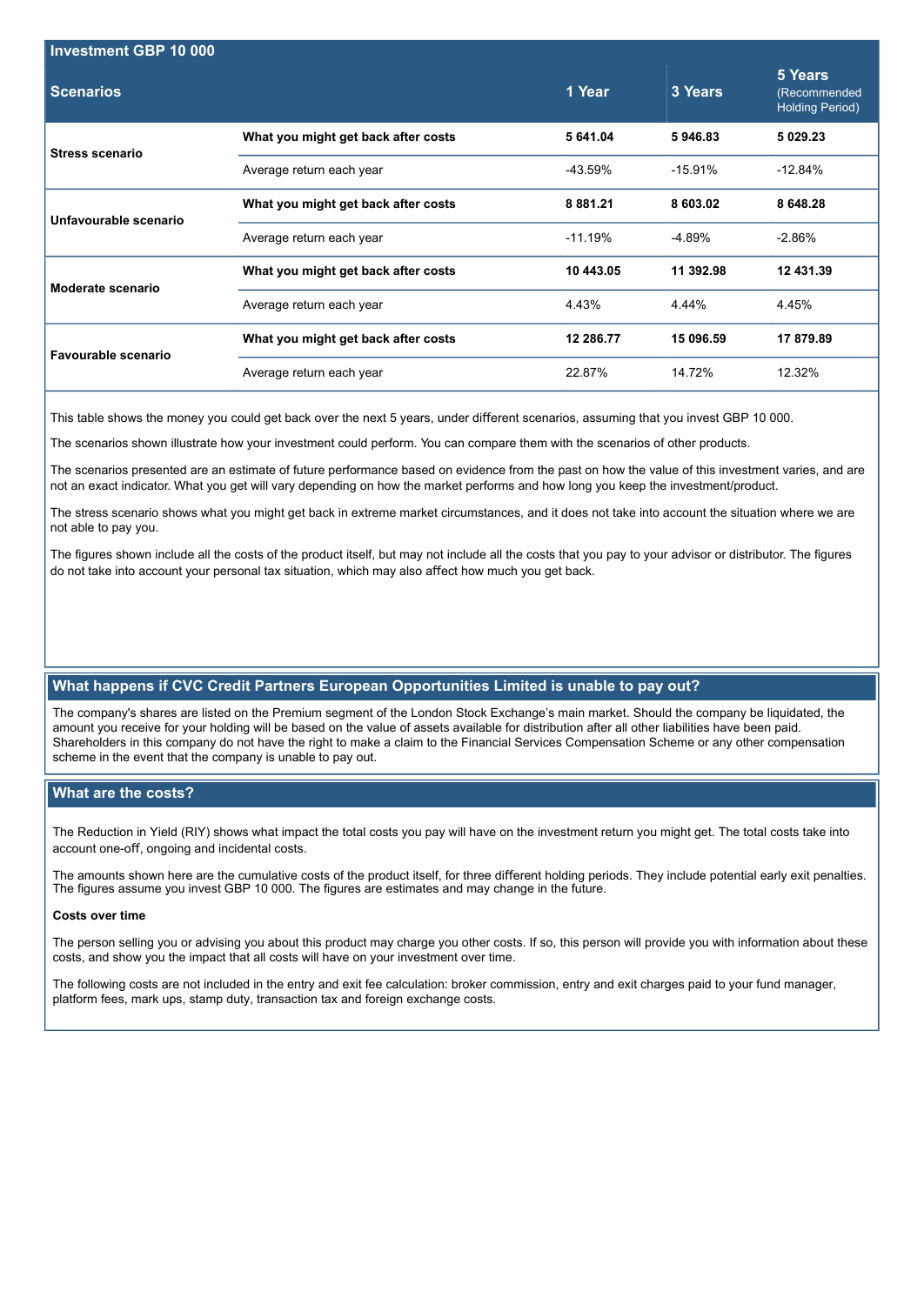| Investment GBP 10 000 | | | | |
|---|---|---|---|---|
| **Scenarios** | | **1 Year** | **3 Years** | **5 Years** (Recommended Holding Period) |
| **Stress scenario** | **What you might get back after costs** | **5 641.04** | **5 946.83** | **5 029.23** |
| | Average return each year | -43.59% | -15.91% | -12.84% |
| **Unfavourable scenario** | **What you might get back after costs** | **8 881.21** | **8 603.02** | **8 648.28** |
| | Average return each year | -11.19% | -4.89% | -2.86% |
| **Moderate scenario** | **What you might get back after costs** | **10 443.05** | **11 392.98** | **12 431.39** |
| | Average return each year | 4.43% | 4.44% | 4.45% |
| **Favourable scenario** | **What you might get back after costs** | **12 286.77** | **15 096.59** | **17 879.89** |
| | Average return each year | 22.87% | 14.72% | 12.32% |

This table shows the money you could get back over the next 5 years, under different scenarios, assuming that you invest GBP 10 000.

The scenarios shown illustrate how your investment could perform. You can compare them with the scenarios of other products.

The scenarios presented are an estimate of future performance based on evidence from the past on how the value of this investment varies, and are not an exact indicator. What you get will vary depending on how the market performs and how long you keep the investment/product.

The stress scenario shows what you might get back in extreme market circumstances, and it does not take into account the situation where we are not able to pay you.

The figures shown include all the costs of the product itself, but may not include all the costs that you pay to your advisor or distributor. The figures do not take into account your personal tax situation, which may also affect how much you get back.

## What happens if CVC Credit Partners European Opportunities Limited is unable to pay out?

The company's shares are listed on the Premium segment of the London Stock Exchange's main market. Should the company be liquidated, the amount you receive for your holding will be based on the value of assets available for distribution after all other liabilities have been paid. Shareholders in this company do not have the right to make a claim to the Financial Services Compensation Scheme or any other compensation scheme in the event that the company is unable to pay out.

## What are the costs?

The Reduction in Yield (RIY) shows what impact the total costs you pay will have on the investment return you might get. The total costs take into account one-off, ongoing and incidental costs.

The amounts shown here are the cumulative costs of the product itself, for three different holding periods. They include potential early exit penalties. The figures assume you invest GBP 10 000. The figures are estimates and may change in the future.

**Costs over time**

The person selling you or advising you about this product may charge you other costs. If so, this person will provide you with information about these costs, and show you the impact that all costs will have on your investment over time.

The following costs are not included in the entry and exit fee calculation: broker commission, entry and exit charges paid to your fund manager, platform fees, mark ups, stamp duty, transaction tax and foreign exchange costs.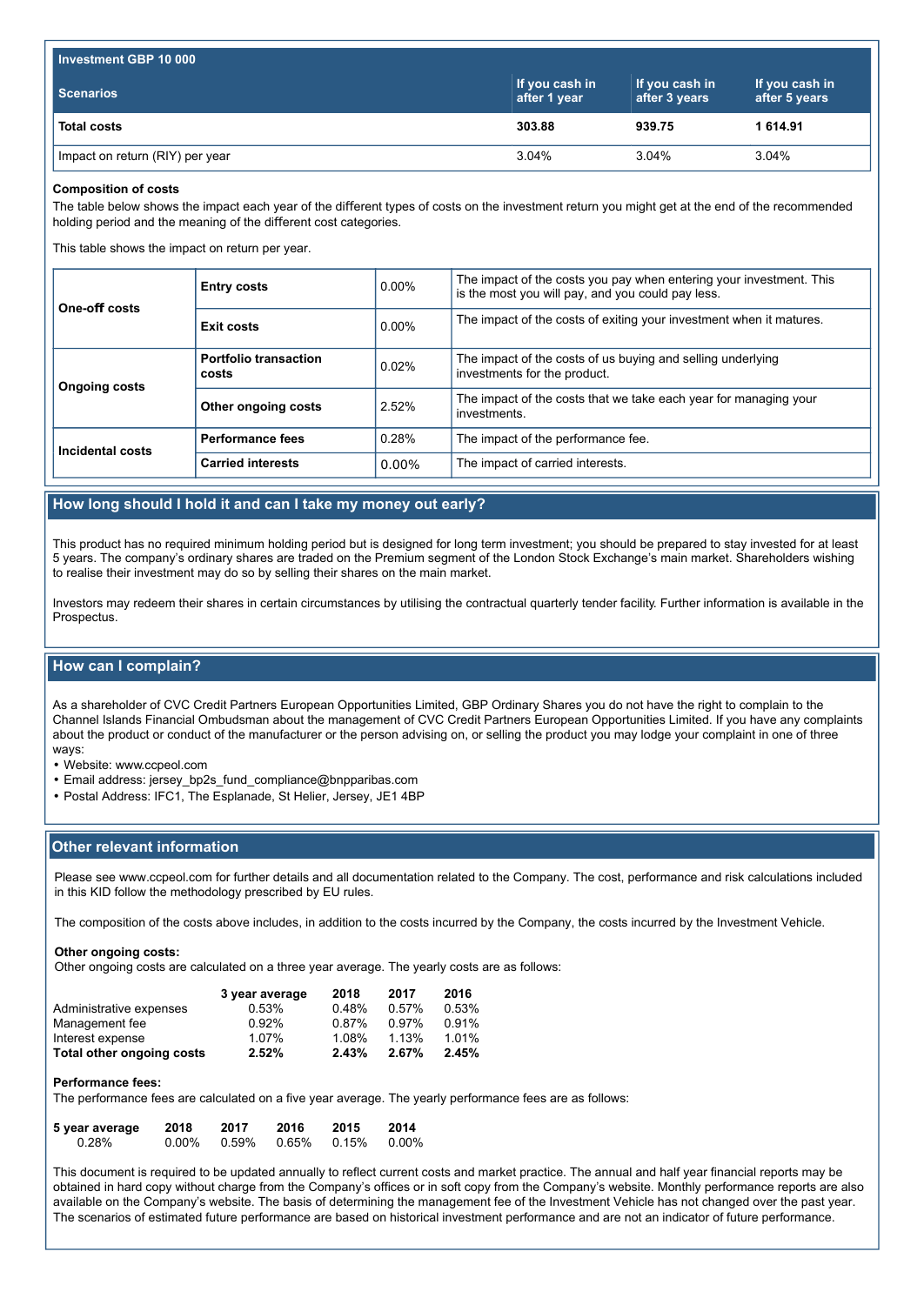| Investment GBP 10 000 | | | |
|---|---|---|---|
| **Scenarios** | **If you cash in after 1 year** | **If you cash in after 3 years** | **If you cash in after 5 years** |
| **Total costs** | **303.88** | **939.75** | **1 614.91** |
| Impact on return (RIY) per year | 3.04% | 3.04% | 3.04% |

**Composition of costs**

The table below shows the impact each year of the different types of costs on the investment return you might get at the end of the recommended holding period and the meaning of the different cost categories.

This table shows the impact on return per year.

| | | | |
|---|---|---|---|
| **One-off costs** | **Entry costs** | 0.00% | The impact of the costs you pay when entering your investment. This is the most you will pay, and you could pay less. |
| | **Exit costs** | 0.00% | The impact of the costs of exiting your investment when it matures. |
| **Ongoing costs** | **Portfolio transaction costs** | 0.02% | The impact of the costs of us buying and selling underlying investments for the product. |
| | **Other ongoing costs** | 2.52% | The impact of the costs that we take each year for managing your investments. |
| **Incidental costs** | **Performance fees** | 0.28% | The impact of the performance fee. |
| | **Carried interests** | 0.00% | The impact of carried interests. |

## How long should I hold it and can I take my money out early?

This product has no required minimum holding period but is designed for long term investment; you should be prepared to stay invested for at least 5 years. The company's ordinary shares are traded on the Premium segment of the London Stock Exchange's main market. Shareholders wishing to realise their investment may do so by selling their shares on the main market.

Investors may redeem their shares in certain circumstances by utilising the contractual quarterly tender facility. Further information is available in the Prospectus.

## How can I complain?

As a shareholder of CVC Credit Partners European Opportunities Limited, GBP Ordinary Shares you do not have the right to complain to the Channel Islands Financial Ombudsman about the management of CVC Credit Partners European Opportunities Limited. If you have any complaints about the product or conduct of the manufacturer or the person advising on, or selling the product you may lodge your complaint in one of three ways:

- Website: www.ccpeol.com
- Email address: jersey_bp2s_fund_compliance@bnpparibas.com
- Postal Address: IFC1, The Esplanade, St Helier, Jersey, JE1 4BP

## Other relevant information

Please see www.ccpeol.com for further details and all documentation related to the Company. The cost, performance and risk calculations included in this KID follow the methodology prescribed by EU rules.

The composition of the costs above includes, in addition to the costs incurred by the Company, the costs incurred by the Investment Vehicle.

**Other ongoing costs:**
Other ongoing costs are calculated on a three year average. The yearly costs are as follows:

| | **3 year average** | **2018** | **2017** | **2016** |
|---|---|---|---|---|
| Administrative expenses | 0.53% | 0.48% | 0.57% | 0.53% |
| Management fee | 0.92% | 0.87% | 0.97% | 0.91% |
| Interest expense | 1.07% | 1.08% | 1.13% | 1.01% |
| **Total other ongoing costs** | **2.52%** | **2.43%** | **2.67%** | **2.45%** |

**Performance fees:**
The performance fees are calculated on a five year average. The yearly performance fees are as follows:

| **5 year average** | **2018** | **2017** | **2016** | **2015** | **2014** |
|---|---|---|---|---|---|
| 0.28% | 0.00% | 0.59% | 0.65% | 0.15% | 0.00% |

This document is required to be updated annually to reflect current costs and market practice. The annual and half year financial reports may be obtained in hard copy without charge from the Company's offices or in soft copy from the Company's website. Monthly performance reports are also available on the Company's website. The basis of determining the management fee of the Investment Vehicle has not changed over the past year. The scenarios of estimated future performance are based on historical investment performance and are not an indicator of future performance.